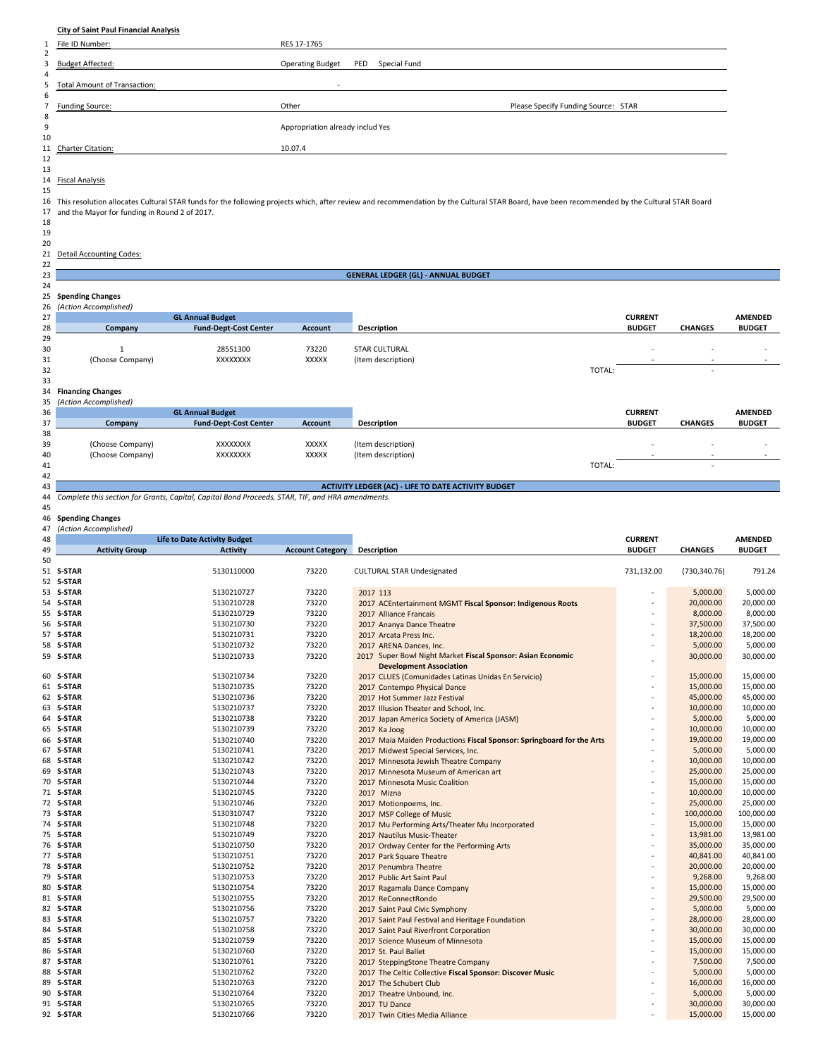**City of Saint Paul Financial Analysis**

| | | |
|---|---|---|
| File ID Number: | RES 17-1765 | |
| Budget Affected: | Operating Budget PED Special Fund | |
| Total Amount of Transaction: | - | |
| Funding Source: | Other | Please Specify Funding Source: STAR |
| | Appropriation already includ Yes | |
| Charter Citation: | 10.07.4 | |

Fiscal Analysis

This resolution allocates Cultural STAR funds for the following projects which, after review and recommendation by the Cultural STAR Board, have been recommended by the Cultural STAR Board and the Mayor for funding in Round 2 of 2017.

Detail Accounting Codes:

## GENERAL LEDGER (GL) - ANNUAL BUDGET

**Spending Changes**
*(Action Accomplished)*

| GL Annual Budget | | | | | | |
|---|---|---|---|---|---|---|
| **Company** | **Fund-Dept-Cost Center** | **Account** | **Description** | **CURRENT BUDGET** | **CHANGES** | **AMENDED BUDGET** |
| 1 | 28551300 | 73220 | STAR CULTURAL | - | - | - |
| (Choose Company) | XXXXXXXX | XXXXX | (Item description) | - | - | - |
| | | | TOTAL: | | - | |

**Financing Changes**
*(Action Accomplished)*

| GL Annual Budget | | | | | | |
|---|---|---|---|---|---|---|
| **Company** | **Fund-Dept-Cost Center** | **Account** | **Description** | **CURRENT BUDGET** | **CHANGES** | **AMENDED BUDGET** |
| (Choose Company) | XXXXXXXX | XXXXX | (Item description) | - | - | - |
| (Choose Company) | XXXXXXXX | XXXXX | (Item description) | - | - | - |
| | | | TOTAL: | | - | |

## ACTIVITY LEDGER (AC) - LIFE TO DATE ACTIVITY BUDGET

*Complete this section for Grants, Capital, Capital Bond Proceeds, STAR, TIF, and HRA amendments.*

**Spending Changes**
*(Action Accomplished)*

| Life to Date Activity Budget | | | | | | |
|---|---|---|---|---|---|---|
| **Activity Group** | **Activity** | **Account Category** | **Description** | **CURRENT BUDGET** | **CHANGES** | **AMENDED BUDGET** |
| **S-STAR** | 5130110000 | 73220 | CULTURAL STAR Undesignated | 731,132.00 | (730,340.76) | 791.24 |
| **S-STAR** | | | | | | |
| **S-STAR** | 5130210727 | 73220 | 2017 113 | - | 5,000.00 | 5,000.00 |
| **S-STAR** | 5130210728 | 73220 | 2017 ACEntertainment MGMT **Fiscal Sponsor: Indigenous Roots** | - | 20,000.00 | 20,000.00 |
| **S-STAR** | 5130210729 | 73220 | 2017 Alliance Francais | - | 8,000.00 | 8,000.00 |
| **S-STAR** | 5130210730 | 73220 | 2017 Ananya Dance Theatre | - | 37,500.00 | 37,500.00 |
| **S-STAR** | 5130210731 | 73220 | 2017 Arcata Press Inc. | - | 18,200.00 | 18,200.00 |
| **S-STAR** | 5130210732 | 73220 | 2017 ARENA Dances, Inc. | - | 5,000.00 | 5,000.00 |
| **S-STAR** | 5130210733 | 73220 | 2017 Super Bowl Night Market **Fiscal Sponsor: Asian Economic Development Association** | - | 30,000.00 | 30,000.00 |
| **S-STAR** | 5130210734 | 73220 | 2017 CLUES (Comunidades Latinas Unidas En Servicio) | - | 15,000.00 | 15,000.00 |
| **S-STAR** | 5130210735 | 73220 | 2017 Contempo Physical Dance | - | 15,000.00 | 15,000.00 |
| **S-STAR** | 5130210736 | 73220 | 2017 Hot Summer Jazz Festival | - | 45,000.00 | 45,000.00 |
| **S-STAR** | 5130210737 | 73220 | 2017 Illusion Theater and School, Inc. | - | 10,000.00 | 10,000.00 |
| **S-STAR** | 5130210738 | 73220 | 2017 Japan America Society of America (JASM) | - | 5,000.00 | 5,000.00 |
| **S-STAR** | 5130210739 | 73220 | 2017 Ka Joog | - | 10,000.00 | 10,000.00 |
| **S-STAR** | 5130210740 | 73220 | 2017 Maia Maiden Productions **Fiscal Sponsor: Springboard for the Arts** | - | 19,000.00 | 19,000.00 |
| **S-STAR** | 5130210741 | 73220 | 2017 Midwest Special Services, Inc. | - | 5,000.00 | 5,000.00 |
| **S-STAR** | 5130210742 | 73220 | 2017 Minnesota Jewish Theatre Company | - | 10,000.00 | 10,000.00 |
| **S-STAR** | 5130210743 | 73220 | 2017 Minnesota Museum of American art | - | 25,000.00 | 25,000.00 |
| **S-STAR** | 5130210744 | 73220 | 2017 Minnesota Music Coalition | - | 15,000.00 | 15,000.00 |
| **S-STAR** | 5130210745 | 73220 | 2017 Mizna | - | 10,000.00 | 10,000.00 |
| **S-STAR** | 5130210746 | 73220 | 2017 Motionpoems, Inc. | - | 25,000.00 | 25,000.00 |
| **S-STAR** | 5130310747 | 73220 | 2017 MSP College of Music | - | 100,000.00 | 100,000.00 |
| **S-STAR** | 5130210748 | 73220 | 2017 Mu Performing Arts/Theater Mu Incorporated | - | 15,000.00 | 15,000.00 |
| **S-STAR** | 5130210749 | 73220 | 2017 Nautilus Music-Theater | - | 13,981.00 | 13,981.00 |
| **S-STAR** | 5130210750 | 73220 | 2017 Ordway Center for the Performing Arts | - | 35,000.00 | 35,000.00 |
| **S-STAR** | 5130210751 | 73220 | 2017 Park Square Theatre | - | 40,841.00 | 40,841.00 |
| **S-STAR** | 5130210752 | 73220 | 2017 Penumbra Theatre | - | 20,000.00 | 20,000.00 |
| **S-STAR** | 5130210753 | 73220 | 2017 Public Art Saint Paul | - | 9,268.00 | 9,268.00 |
| **S-STAR** | 5130210754 | 73220 | 2017 Ragamala Dance Company | - | 15,000.00 | 15,000.00 |
| **S-STAR** | 5130210755 | 73220 | 2017 ReConnectRondo | - | 29,500.00 | 29,500.00 |
| **S-STAR** | 5130210756 | 73220 | 2017 Saint Paul Civic Symphony | - | 5,000.00 | 5,000.00 |
| **S-STAR** | 5130210757 | 73220 | 2017 Saint Paul Festival and Heritage Foundation | - | 28,000.00 | 28,000.00 |
| **S-STAR** | 5130210758 | 73220 | 2017 Saint Paul Riverfront Corporation | - | 30,000.00 | 30,000.00 |
| **S-STAR** | 5130210759 | 73220 | 2017 Science Museum of Minnesota | - | 15,000.00 | 15,000.00 |
| **S-STAR** | 5130210760 | 73220 | 2017 St. Paul Ballet | - | 15,000.00 | 15,000.00 |
| **S-STAR** | 5130210761 | 73220 | 2017 SteppingStone Theatre Company | - | 7,500.00 | 7,500.00 |
| **S-STAR** | 5130210762 | 73220 | 2017 The Celtic Collective **Fiscal Sponsor: Discover Music** | - | 5,000.00 | 5,000.00 |
| **S-STAR** | 5130210763 | 73220 | 2017 The Schubert Club | - | 16,000.00 | 16,000.00 |
| **S-STAR** | 5130210764 | 73220 | 2017 Theatre Unbound, Inc. | - | 5,000.00 | 5,000.00 |
| **S-STAR** | 5130210765 | 73220 | 2017 TU Dance | - | 30,000.00 | 30,000.00 |
| **S-STAR** | 5130210766 | 73220 | 2017 Twin Cities Media Alliance | - | 15,000.00 | 15,000.00 |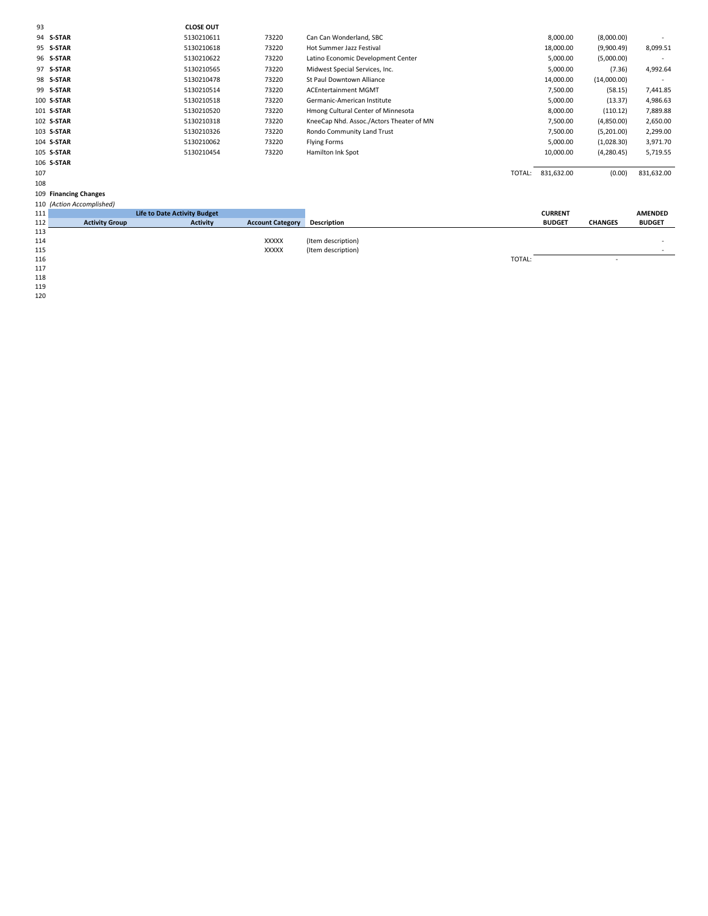| | | | | | | | | |
|---|---|---|---|---|---|---|---|---|
| 93 | | **CLOSE OUT** | | | | | | |
| 94 | **S-STAR** | 5130210611 | 73220 | Can Can Wonderland, SBC | | 8,000.00 | (8,000.00) | - |
| 95 | **S-STAR** | 5130210618 | 73220 | Hot Summer Jazz Festival | | 18,000.00 | (9,900.49) | 8,099.51 |
| 96 | **S-STAR** | 5130210622 | 73220 | Latino Economic Development Center | | 5,000.00 | (5,000.00) | - |
| 97 | **S-STAR** | 5130210565 | 73220 | Midwest Special Services, Inc. | | 5,000.00 | (7.36) | 4,992.64 |
| 98 | **S-STAR** | 5130210478 | 73220 | St Paul Downtown Alliance | | 14,000.00 | (14,000.00) | - |
| 99 | **S-STAR** | 5130210514 | 73220 | ACEntertainment MGMT | | 7,500.00 | (58.15) | 7,441.85 |
| 100 | **S-STAR** | 5130210518 | 73220 | Germanic-American Institute | | 5,000.00 | (13.37) | 4,986.63 |
| 101 | **S-STAR** | 5130210520 | 73220 | Hmong Cultural Center of Minnesota | | 8,000.00 | (110.12) | 7,889.88 |
| 102 | **S-STAR** | 5130210318 | 73220 | KneeCap Nhd. Assoc./Actors Theater of MN | | 7,500.00 | (4,850.00) | 2,650.00 |
| 103 | **S-STAR** | 5130210326 | 73220 | Rondo Community Land Trust | | 7,500.00 | (5,201.00) | 2,299.00 |
| 104 | **S-STAR** | 5130210062 | 73220 | Flying Forms | | 5,000.00 | (1,028.30) | 3,971.70 |
| 105 | **S-STAR** | 5130210454 | 73220 | Hamilton Ink Spot | | 10,000.00 | (4,280.45) | 5,719.55 |
| 106 | **S-STAR** | | | | | | | |
| 107 | | | | | TOTAL: | 831,632.00 | (0.00) | 831,632.00 |
| 108 | | | | | | | | |

109 **Financing Changes**

110 *(Action Accomplished)*

| 111 | Life to Date Activity Budget | | | | | CURRENT | | AMENDED |
|---|---|---|---|---|---|---|---|---|
| 112 | **Activity Group** | **Activity** | **Account Category** | **Description** | | **BUDGET** | **CHANGES** | **BUDGET** |
| 113 | | | | | | | | |
| 114 | | | XXXXX | (Item description) | | | | - |
| 115 | | | XXXXX | (Item description) | | | | - |
| 116 | | | | | TOTAL: | | - | |
| 117 | | | | | | | | |
| 118 | | | | | | | | |
| 119 | | | | | | | | |
| 120 | | | | | | | | |